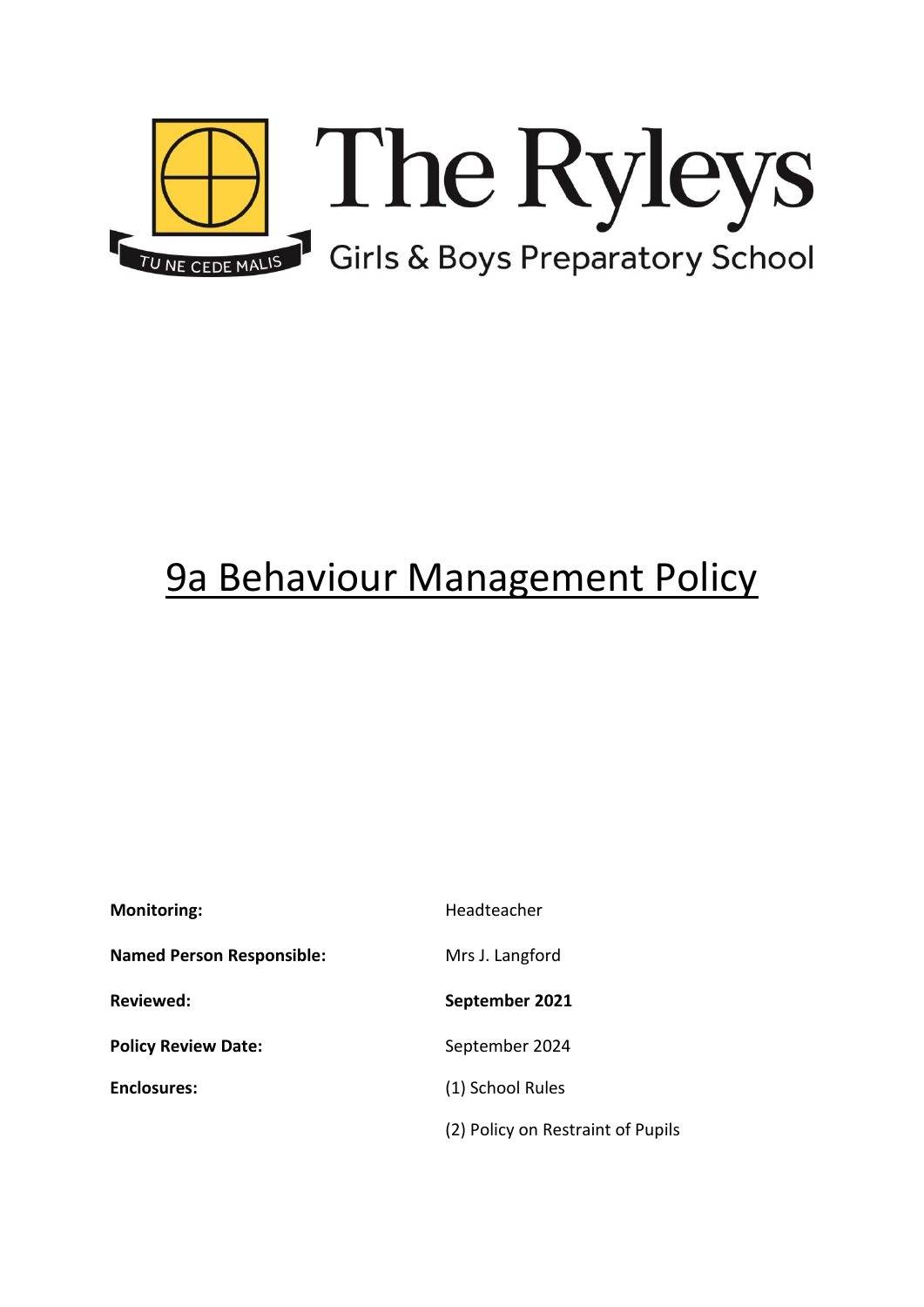TU NE CEDE MALIS

The Ryleys

Girls & Boys Preparatory School

# 9a Behaviour Management Policy

| | |
|---|---|
| **Monitoring:** | Headteacher |
| **Named Person Responsible:** | Mrs J. Langford |
| **Reviewed:** | **September 2021** |
| **Policy Review Date:** | September 2024 |
| **Enclosures:** | (1) School Rules |
| | (2) Policy on Restraint of Pupils |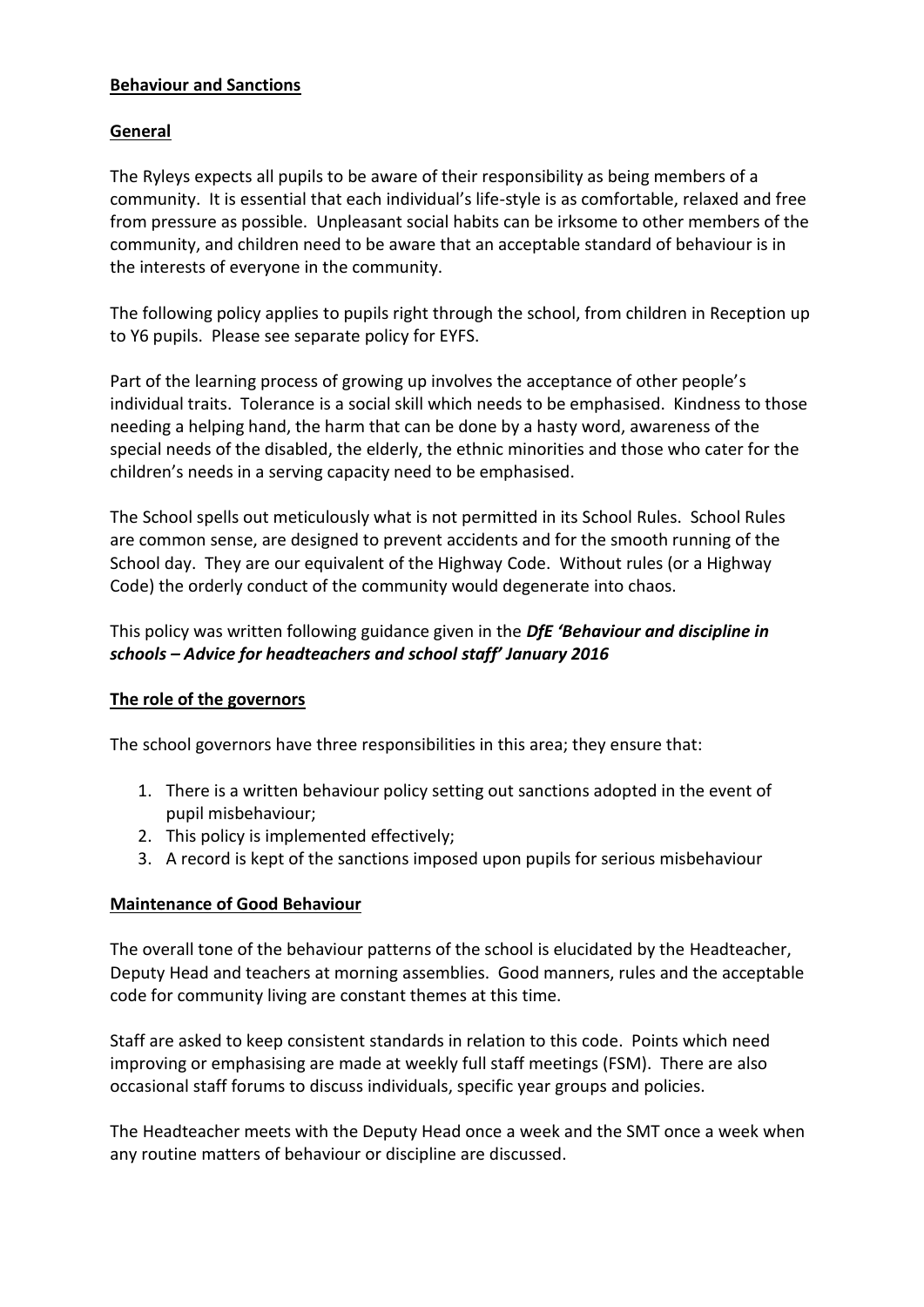## Behaviour and Sanctions

### General

The Ryleys expects all pupils to be aware of their responsibility as being members of a community. It is essential that each individual's life-style is as comfortable, relaxed and free from pressure as possible. Unpleasant social habits can be irksome to other members of the community, and children need to be aware that an acceptable standard of behaviour is in the interests of everyone in the community.

The following policy applies to pupils right through the school, from children in Reception up to Y6 pupils. Please see separate policy for EYFS.

Part of the learning process of growing up involves the acceptance of other people's individual traits. Tolerance is a social skill which needs to be emphasised. Kindness to those needing a helping hand, the harm that can be done by a hasty word, awareness of the special needs of the disabled, the elderly, the ethnic minorities and those who cater for the children's needs in a serving capacity need to be emphasised.

The School spells out meticulously what is not permitted in its School Rules. School Rules are common sense, are designed to prevent accidents and for the smooth running of the School day. They are our equivalent of the Highway Code. Without rules (or a Highway Code) the orderly conduct of the community would degenerate into chaos.

This policy was written following guidance given in the ***DfE 'Behaviour and discipline in schools – Advice for headteachers and school staff' January 2016***

### The role of the governors

The school governors have three responsibilities in this area; they ensure that:

1. There is a written behaviour policy setting out sanctions adopted in the event of pupil misbehaviour;
2. This policy is implemented effectively;
3. A record is kept of the sanctions imposed upon pupils for serious misbehaviour

### Maintenance of Good Behaviour

The overall tone of the behaviour patterns of the school is elucidated by the Headteacher, Deputy Head and teachers at morning assemblies. Good manners, rules and the acceptable code for community living are constant themes at this time.

Staff are asked to keep consistent standards in relation to this code. Points which need improving or emphasising are made at weekly full staff meetings (FSM). There are also occasional staff forums to discuss individuals, specific year groups and policies.

The Headteacher meets with the Deputy Head once a week and the SMT once a week when any routine matters of behaviour or discipline are discussed.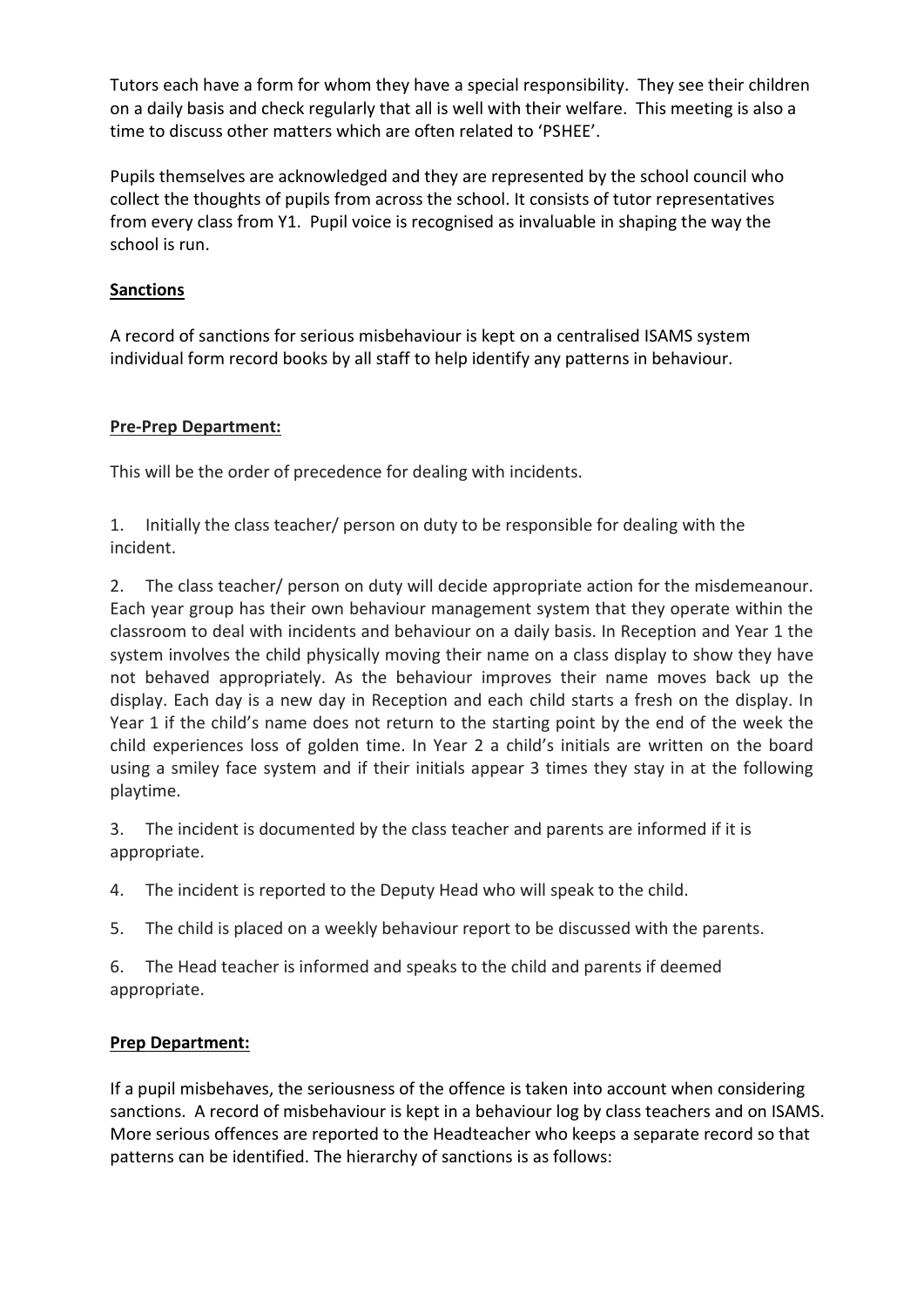Tutors each have a form for whom they have a special responsibility. They see their children on a daily basis and check regularly that all is well with their welfare. This meeting is also a time to discuss other matters which are often related to 'PSHEE'.

Pupils themselves are acknowledged and they are represented by the school council who collect the thoughts of pupils from across the school. It consists of tutor representatives from every class from Y1. Pupil voice is recognised as invaluable in shaping the way the school is run.

## **Sanctions**

A record of sanctions for serious misbehaviour is kept on a centralised ISAMS system individual form record books by all staff to help identify any patterns in behaviour.

### **Pre-Prep Department:**

This will be the order of precedence for dealing with incidents.

1. Initially the class teacher/ person on duty to be responsible for dealing with the incident.
2. The class teacher/ person on duty will decide appropriate action for the misdemeanour. Each year group has their own behaviour management system that they operate within the classroom to deal with incidents and behaviour on a daily basis. In Reception and Year 1 the system involves the child physically moving their name on a class display to show they have not behaved appropriately. As the behaviour improves their name moves back up the display. Each day is a new day in Reception and each child starts a fresh on the display. In Year 1 if the child's name does not return to the starting point by the end of the week the child experiences loss of golden time. In Year 2 a child's initials are written on the board using a smiley face system and if their initials appear 3 times they stay in at the following playtime.
3. The incident is documented by the class teacher and parents are informed if it is appropriate.
4. The incident is reported to the Deputy Head who will speak to the child.
5. The child is placed on a weekly behaviour report to be discussed with the parents.
6. The Head teacher is informed and speaks to the child and parents if deemed appropriate.

### **Prep Department:**

If a pupil misbehaves, the seriousness of the offence is taken into account when considering sanctions. A record of misbehaviour is kept in a behaviour log by class teachers and on ISAMS. More serious offences are reported to the Headteacher who keeps a separate record so that patterns can be identified. The hierarchy of sanctions is as follows: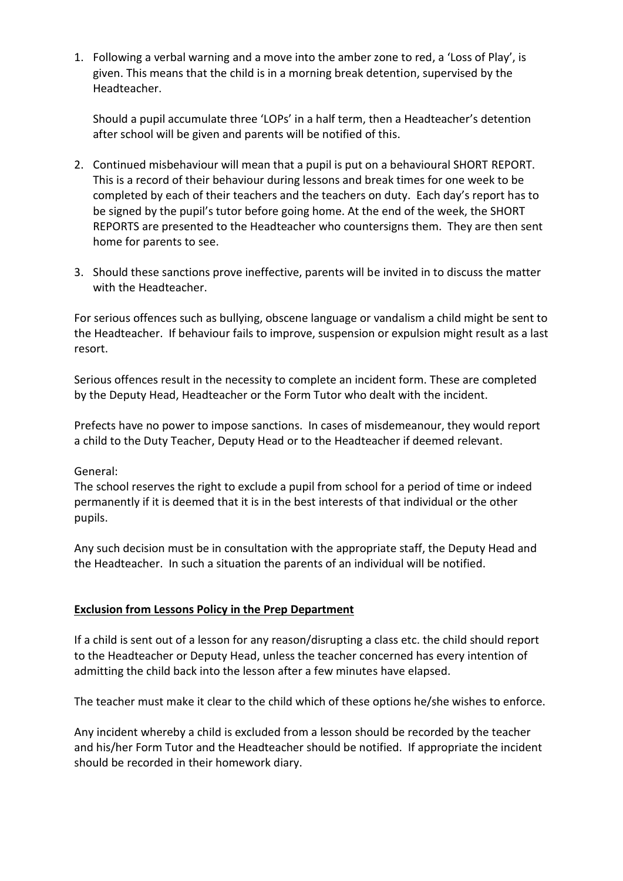1. Following a verbal warning and a move into the amber zone to red, a 'Loss of Play', is given. This means that the child is in a morning break detention, supervised by the Headteacher.

   Should a pupil accumulate three 'LOPs' in a half term, then a Headteacher's detention after school will be given and parents will be notified of this.

2. Continued misbehaviour will mean that a pupil is put on a behavioural SHORT REPORT. This is a record of their behaviour during lessons and break times for one week to be completed by each of their teachers and the teachers on duty. Each day's report has to be signed by the pupil's tutor before going home. At the end of the week, the SHORT REPORTS are presented to the Headteacher who countersigns them. They are then sent home for parents to see.

3. Should these sanctions prove ineffective, parents will be invited in to discuss the matter with the Headteacher.

For serious offences such as bullying, obscene language or vandalism a child might be sent to the Headteacher. If behaviour fails to improve, suspension or expulsion might result as a last resort.

Serious offences result in the necessity to complete an incident form. These are completed by the Deputy Head, Headteacher or the Form Tutor who dealt with the incident.

Prefects have no power to impose sanctions. In cases of misdemeanour, they would report a child to the Duty Teacher, Deputy Head or to the Headteacher if deemed relevant.

General:
The school reserves the right to exclude a pupil from school for a period of time or indeed permanently if it is deemed that it is in the best interests of that individual or the other pupils.

Any such decision must be in consultation with the appropriate staff, the Deputy Head and the Headteacher. In such a situation the parents of an individual will be notified.

**Exclusion from Lessons Policy in the Prep Department**

If a child is sent out of a lesson for any reason/disrupting a class etc. the child should report to the Headteacher or Deputy Head, unless the teacher concerned has every intention of admitting the child back into the lesson after a few minutes have elapsed.

The teacher must make it clear to the child which of these options he/she wishes to enforce.

Any incident whereby a child is excluded from a lesson should be recorded by the teacher and his/her Form Tutor and the Headteacher should be notified. If appropriate the incident should be recorded in their homework diary.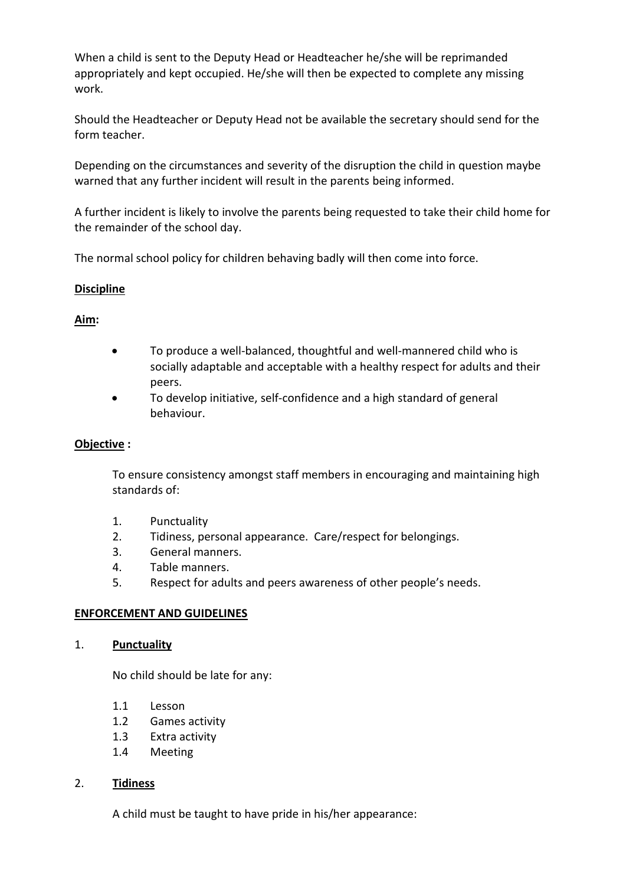When a child is sent to the Deputy Head or Headteacher he/she will be reprimanded appropriately and kept occupied. He/she will then be expected to complete any missing work.

Should the Headteacher or Deputy Head not be available the secretary should send for the form teacher.

Depending on the circumstances and severity of the disruption the child in question maybe warned that any further incident will result in the parents being informed.

A further incident is likely to involve the parents being requested to take their child home for the remainder of the school day.

The normal school policy for children behaving badly will then come into force.

**Discipline**

**Aim:**

- To produce a well-balanced, thoughtful and well-mannered child who is socially adaptable and acceptable with a healthy respect for adults and their peers.
- To develop initiative, self-confidence and a high standard of general behaviour.

**Objective :**

To ensure consistency amongst staff members in encouraging and maintaining high standards of:

1. Punctuality
2. Tidiness, personal appearance. Care/respect for belongings.
3. General manners.
4. Table manners.
5. Respect for adults and peers awareness of other people's needs.

**ENFORCEMENT AND GUIDELINES**

1. **Punctuality**

No child should be late for any:

1.1 Lesson
1.2 Games activity
1.3 Extra activity
1.4 Meeting

2. **Tidiness**

A child must be taught to have pride in his/her appearance: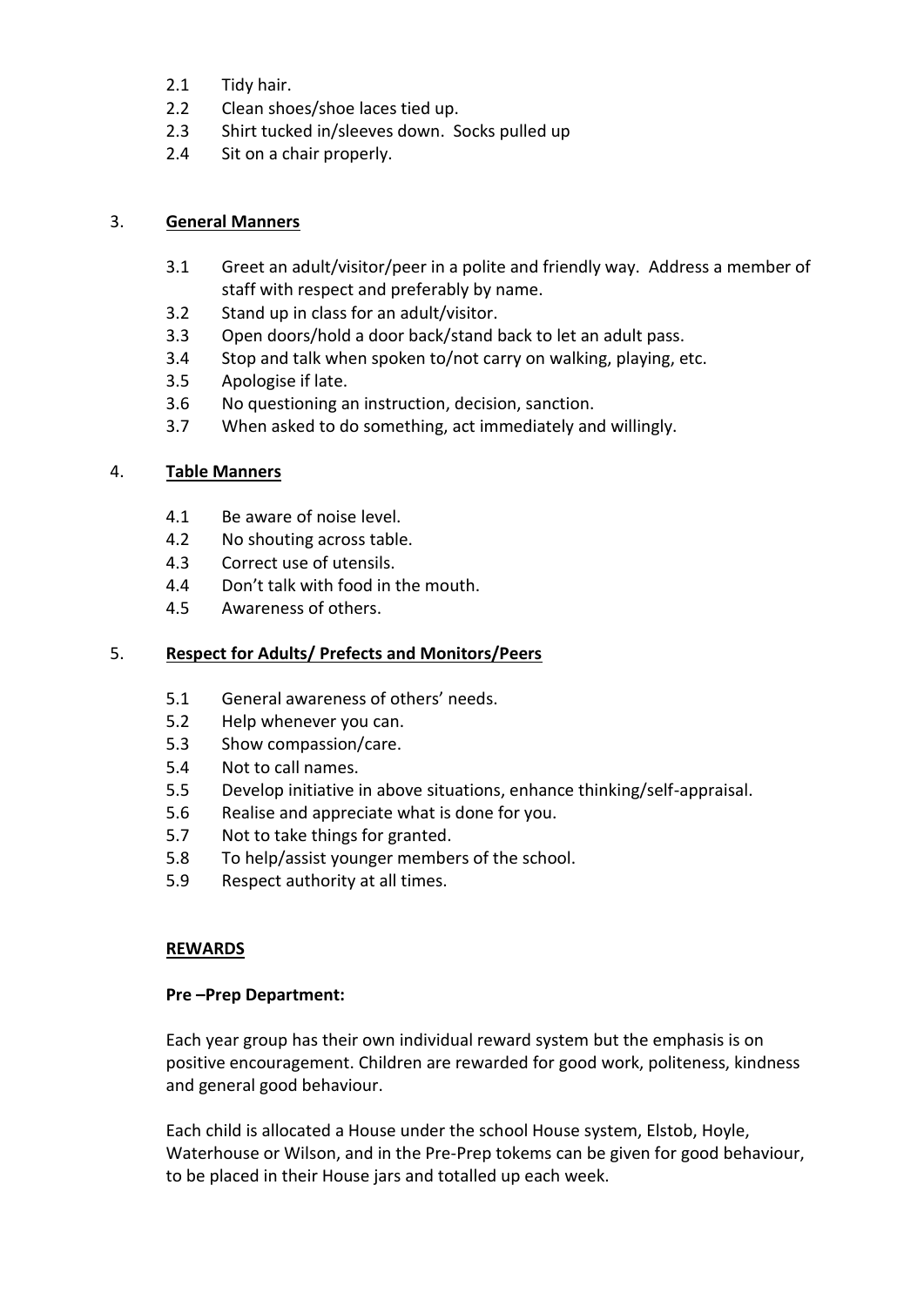2.1 Tidy hair.
2.2 Clean shoes/shoe laces tied up.
2.3 Shirt tucked in/sleeves down. Socks pulled up
2.4 Sit on a chair properly.

3. **General Manners**

3.1 Greet an adult/visitor/peer in a polite and friendly way. Address a member of staff with respect and preferably by name.
3.2 Stand up in class for an adult/visitor.
3.3 Open doors/hold a door back/stand back to let an adult pass.
3.4 Stop and talk when spoken to/not carry on walking, playing, etc.
3.5 Apologise if late.
3.6 No questioning an instruction, decision, sanction.
3.7 When asked to do something, act immediately and willingly.

4. **Table Manners**

4.1 Be aware of noise level.
4.2 No shouting across table.
4.3 Correct use of utensils.
4.4 Don't talk with food in the mouth.
4.5 Awareness of others.

5. **Respect for Adults/ Prefects and Monitors/Peers**

5.1 General awareness of others' needs.
5.2 Help whenever you can.
5.3 Show compassion/care.
5.4 Not to call names.
5.5 Develop initiative in above situations, enhance thinking/self-appraisal.
5.6 Realise and appreciate what is done for you.
5.7 Not to take things for granted.
5.8 To help/assist younger members of the school.
5.9 Respect authority at all times.

## REWARDS

**Pre –Prep Department:**

Each year group has their own individual reward system but the emphasis is on positive encouragement. Children are rewarded for good work, politeness, kindness and general good behaviour.

Each child is allocated a House under the school House system, Elstob, Hoyle, Waterhouse or Wilson, and in the Pre-Prep tokems can be given for good behaviour, to be placed in their House jars and totalled up each week.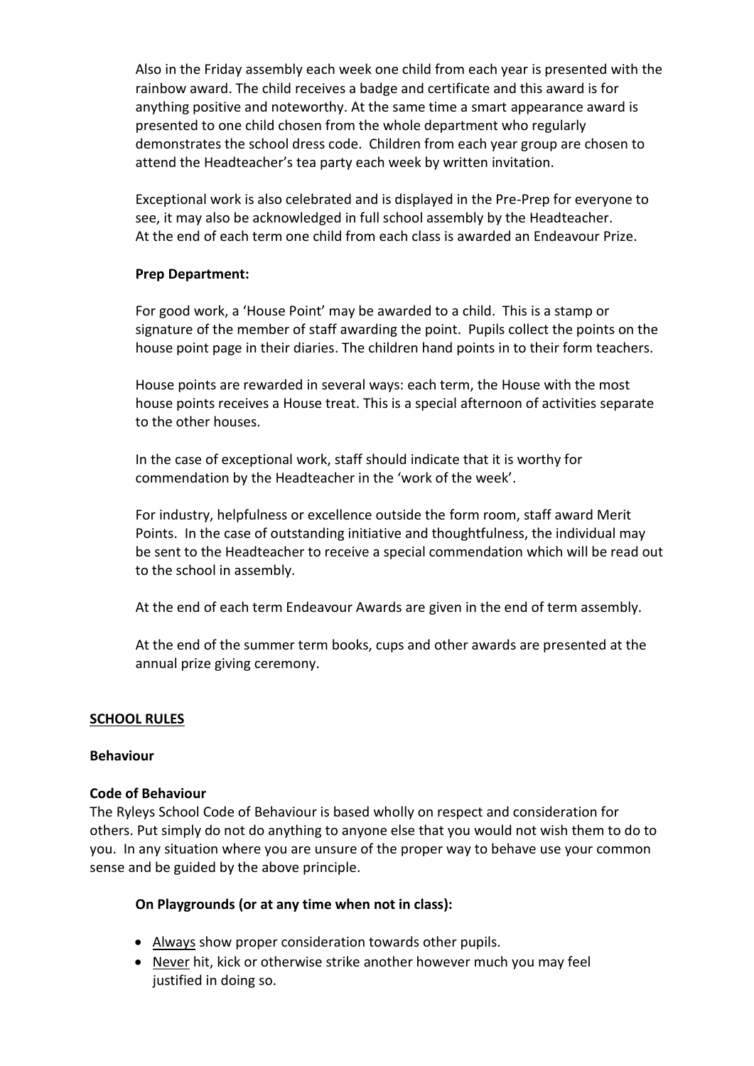Also in the Friday assembly each week one child from each year is presented with the rainbow award. The child receives a badge and certificate and this award is for anything positive and noteworthy. At the same time a smart appearance award is presented to one child chosen from the whole department who regularly demonstrates the school dress code. Children from each year group are chosen to attend the Headteacher's tea party each week by written invitation.

Exceptional work is also celebrated and is displayed in the Pre-Prep for everyone to see, it may also be acknowledged in full school assembly by the Headteacher. At the end of each term one child from each class is awarded an Endeavour Prize.

**Prep Department:**

For good work, a 'House Point' may be awarded to a child. This is a stamp or signature of the member of staff awarding the point. Pupils collect the points on the house point page in their diaries. The children hand points in to their form teachers.

House points are rewarded in several ways: each term, the House with the most house points receives a House treat. This is a special afternoon of activities separate to the other houses.

In the case of exceptional work, staff should indicate that it is worthy for commendation by the Headteacher in the 'work of the week'.

For industry, helpfulness or excellence outside the form room, staff award Merit Points. In the case of outstanding initiative and thoughtfulness, the individual may be sent to the Headteacher to receive a special commendation which will be read out to the school in assembly.

At the end of each term Endeavour Awards are given in the end of term assembly.

At the end of the summer term books, cups and other awards are presented at the annual prize giving ceremony.

## SCHOOL RULES

### Behaviour

### Code of Behaviour

The Ryleys School Code of Behaviour is based wholly on respect and consideration for others. Put simply do not do anything to anyone else that you would not wish them to do to you. In any situation where you are unsure of the proper way to behave use your common sense and be guided by the above principle.

**On Playgrounds (or at any time when not in class):**

- Always show proper consideration towards other pupils.
- Never hit, kick or otherwise strike another however much you may feel justified in doing so.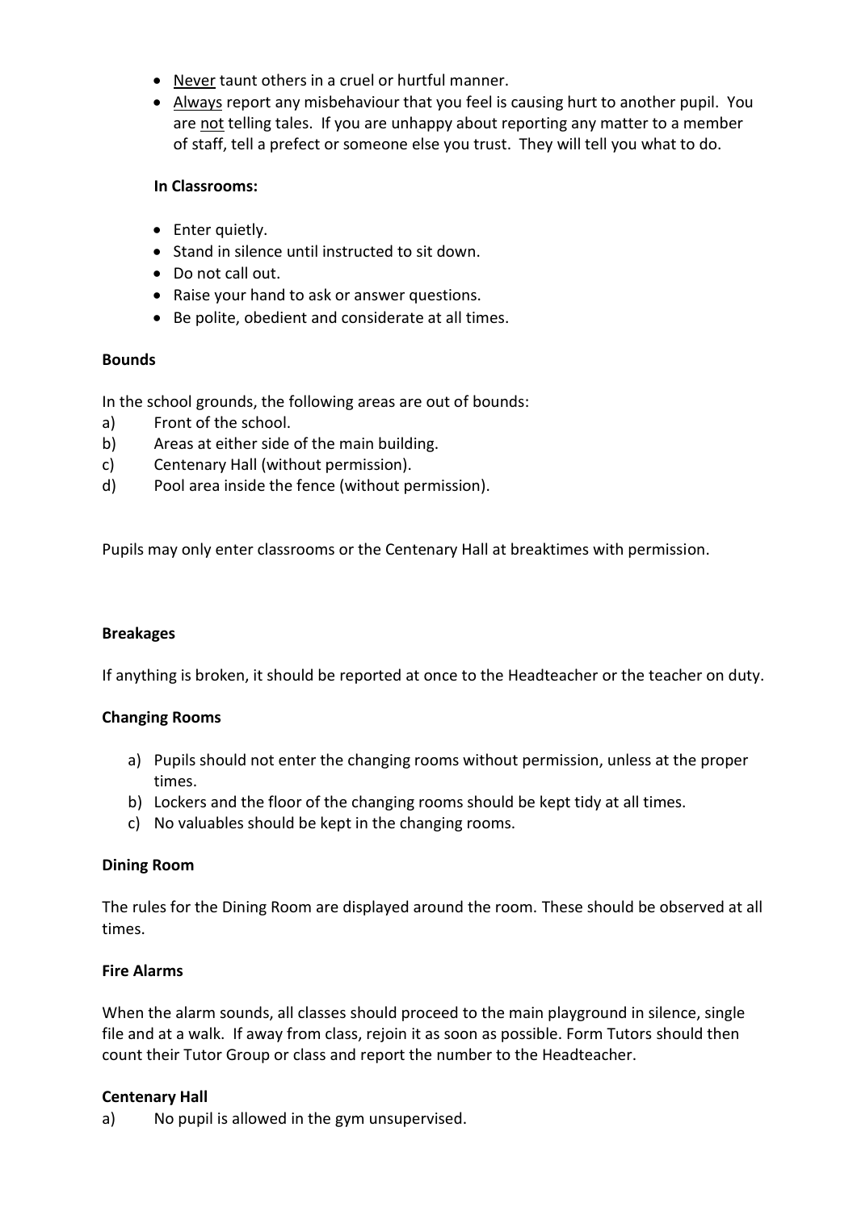- Never taunt others in a cruel or hurtful manner.
- Always report any misbehaviour that you feel is causing hurt to another pupil. You are not telling tales. If you are unhappy about reporting any matter to a member of staff, tell a prefect or someone else you trust. They will tell you what to do.

**In Classrooms:**

- Enter quietly.
- Stand in silence until instructed to sit down.
- Do not call out.
- Raise your hand to ask or answer questions.
- Be polite, obedient and considerate at all times.

**Bounds**

In the school grounds, the following areas are out of bounds:

a) Front of the school.
b) Areas at either side of the main building.
c) Centenary Hall (without permission).
d) Pool area inside the fence (without permission).

Pupils may only enter classrooms or the Centenary Hall at breaktimes with permission.

**Breakages**

If anything is broken, it should be reported at once to the Headteacher or the teacher on duty.

**Changing Rooms**

a) Pupils should not enter the changing rooms without permission, unless at the proper times.
b) Lockers and the floor of the changing rooms should be kept tidy at all times.
c) No valuables should be kept in the changing rooms.

**Dining Room**

The rules for the Dining Room are displayed around the room. These should be observed at all times.

**Fire Alarms**

When the alarm sounds, all classes should proceed to the main playground in silence, single file and at a walk. If away from class, rejoin it as soon as possible. Form Tutors should then count their Tutor Group or class and report the number to the Headteacher.

**Centenary Hall**

a) No pupil is allowed in the gym unsupervised.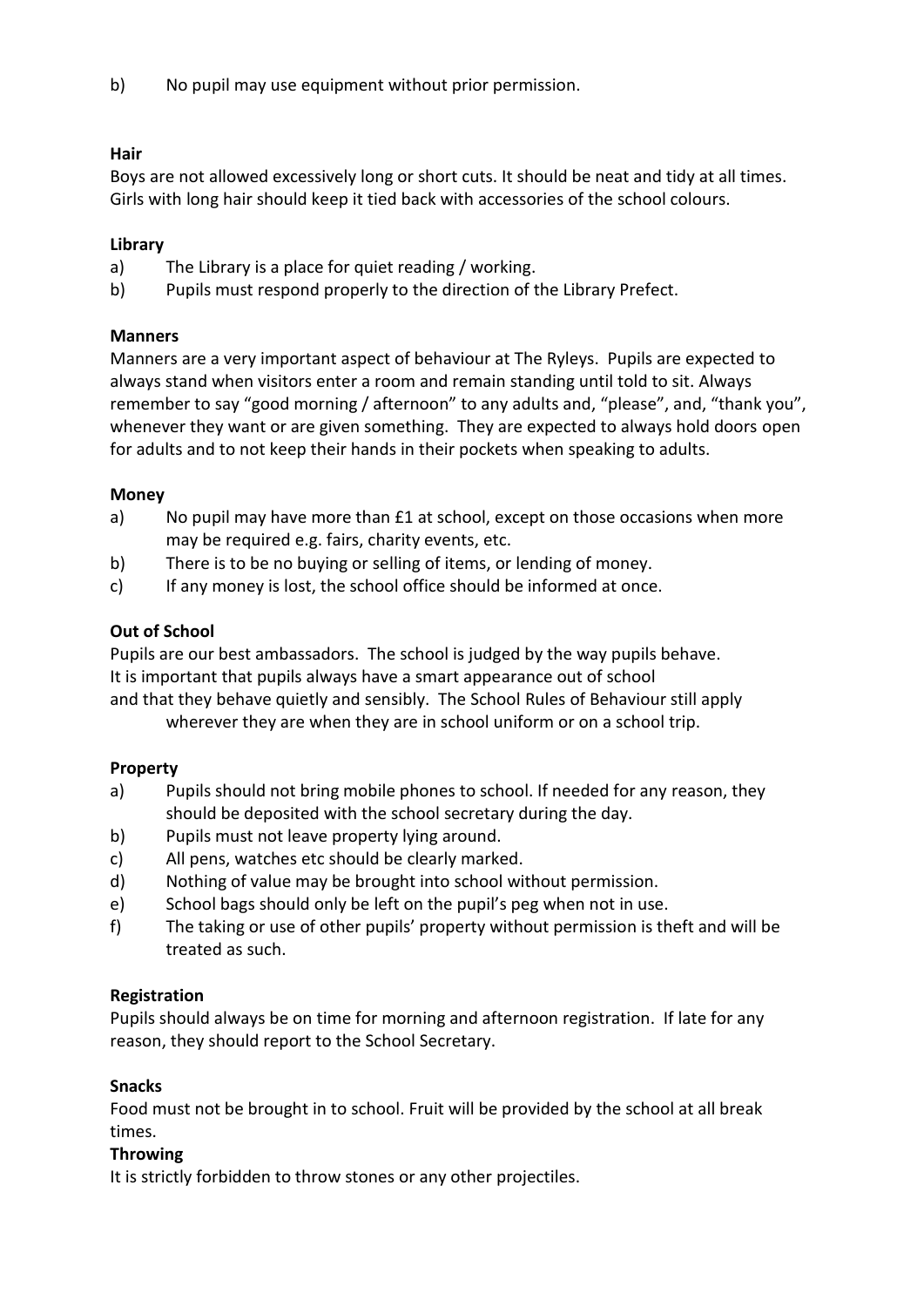b) No pupil may use equipment without prior permission.

**Hair**

Boys are not allowed excessively long or short cuts. It should be neat and tidy at all times. Girls with long hair should keep it tied back with accessories of the school colours.

**Library**

a) The Library is a place for quiet reading / working.

b) Pupils must respond properly to the direction of the Library Prefect.

**Manners**

Manners are a very important aspect of behaviour at The Ryleys. Pupils are expected to always stand when visitors enter a room and remain standing until told to sit. Always remember to say "good morning / afternoon" to any adults and, "please", and, "thank you", whenever they want or are given something. They are expected to always hold doors open for adults and to not keep their hands in their pockets when speaking to adults.

**Money**

a) No pupil may have more than £1 at school, except on those occasions when more may be required e.g. fairs, charity events, etc.

b) There is to be no buying or selling of items, or lending of money.

c) If any money is lost, the school office should be informed at once.

**Out of School**

Pupils are our best ambassadors. The school is judged by the way pupils behave. It is important that pupils always have a smart appearance out of school and that they behave quietly and sensibly. The School Rules of Behaviour still apply wherever they are when they are in school uniform or on a school trip.

**Property**

a) Pupils should not bring mobile phones to school. If needed for any reason, they should be deposited with the school secretary during the day.

b) Pupils must not leave property lying around.

c) All pens, watches etc should be clearly marked.

d) Nothing of value may be brought into school without permission.

e) School bags should only be left on the pupil's peg when not in use.

f) The taking or use of other pupils' property without permission is theft and will be treated as such.

**Registration**

Pupils should always be on time for morning and afternoon registration. If late for any reason, they should report to the School Secretary.

**Snacks**

Food must not be brought in to school. Fruit will be provided by the school at all break times.

**Throwing**

It is strictly forbidden to throw stones or any other projectiles.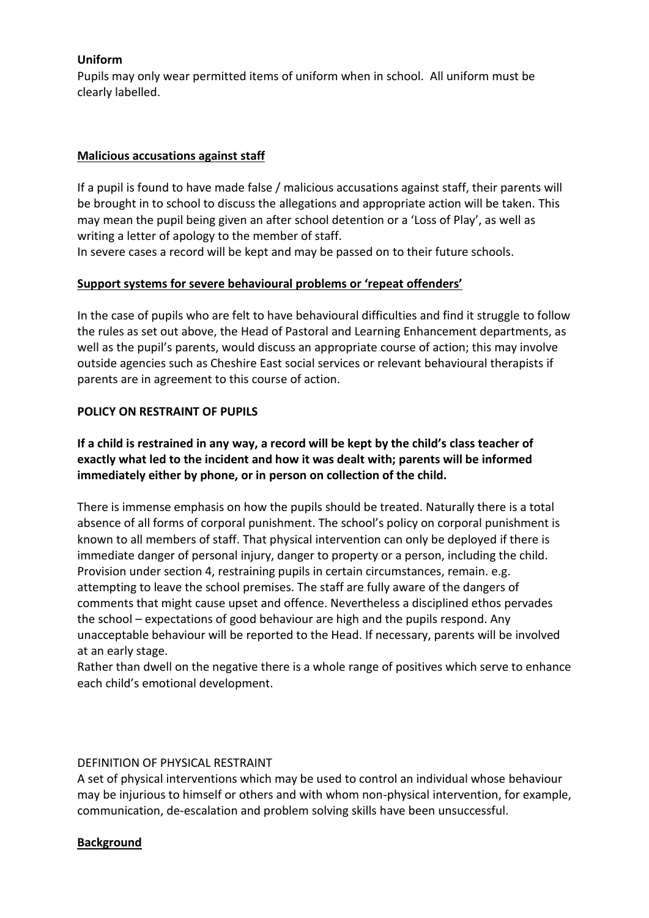**Uniform**

Pupils may only wear permitted items of uniform when in school. All uniform must be clearly labelled.

**Malicious accusations against staff**

If a pupil is found to have made false / malicious accusations against staff, their parents will be brought in to school to discuss the allegations and appropriate action will be taken. This may mean the pupil being given an after school detention or a 'Loss of Play', as well as writing a letter of apology to the member of staff.
In severe cases a record will be kept and may be passed on to their future schools.

**Support systems for severe behavioural problems or 'repeat offenders'**

In the case of pupils who are felt to have behavioural difficulties and find it struggle to follow the rules as set out above, the Head of Pastoral and Learning Enhancement departments, as well as the pupil's parents, would discuss an appropriate course of action; this may involve outside agencies such as Cheshire East social services or relevant behavioural therapists if parents are in agreement to this course of action.

**POLICY ON RESTRAINT OF PUPILS**

**If a child is restrained in any way, a record will be kept by the child's class teacher of exactly what led to the incident and how it was dealt with; parents will be informed immediately either by phone, or in person on collection of the child.**

There is immense emphasis on how the pupils should be treated. Naturally there is a total absence of all forms of corporal punishment. The school's policy on corporal punishment is known to all members of staff. That physical intervention can only be deployed if there is immediate danger of personal injury, danger to property or a person, including the child. Provision under section 4, restraining pupils in certain circumstances, remain. e.g. attempting to leave the school premises. The staff are fully aware of the dangers of comments that might cause upset and offence. Nevertheless a disciplined ethos pervades the school – expectations of good behaviour are high and the pupils respond. Any unacceptable behaviour will be reported to the Head. If necessary, parents will be involved at an early stage.
Rather than dwell on the negative there is a whole range of positives which serve to enhance each child's emotional development.

DEFINITION OF PHYSICAL RESTRAINT
A set of physical interventions which may be used to control an individual whose behaviour may be injurious to himself or others and with whom non-physical intervention, for example, communication, de-escalation and problem solving skills have been unsuccessful.

**Background**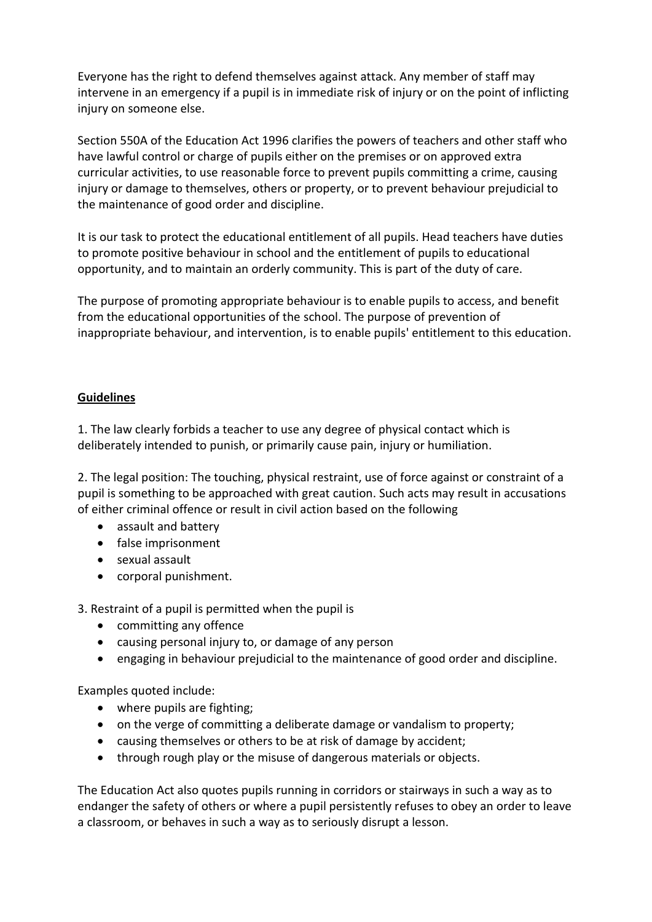Everyone has the right to defend themselves against attack. Any member of staff may intervene in an emergency if a pupil is in immediate risk of injury or on the point of inflicting injury on someone else.

Section 550A of the Education Act 1996 clarifies the powers of teachers and other staff who have lawful control or charge of pupils either on the premises or on approved extra curricular activities, to use reasonable force to prevent pupils committing a crime, causing injury or damage to themselves, others or property, or to prevent behaviour prejudicial to the maintenance of good order and discipline.

It is our task to protect the educational entitlement of all pupils. Head teachers have duties to promote positive behaviour in school and the entitlement of pupils to educational opportunity, and to maintain an orderly community. This is part of the duty of care.

The purpose of promoting appropriate behaviour is to enable pupils to access, and benefit from the educational opportunities of the school. The purpose of prevention of inappropriate behaviour, and intervention, is to enable pupils' entitlement to this education.

**Guidelines**

1. The law clearly forbids a teacher to use any degree of physical contact which is deliberately intended to punish, or primarily cause pain, injury or humiliation.

2. The legal position: The touching, physical restraint, use of force against or constraint of a pupil is something to be approached with great caution. Such acts may result in accusations of either criminal offence or result in civil action based on the following

- assault and battery
- false imprisonment
- sexual assault
- corporal punishment.

3. Restraint of a pupil is permitted when the pupil is

- committing any offence
- causing personal injury to, or damage of any person
- engaging in behaviour prejudicial to the maintenance of good order and discipline.

Examples quoted include:

- where pupils are fighting;
- on the verge of committing a deliberate damage or vandalism to property;
- causing themselves or others to be at risk of damage by accident;
- through rough play or the misuse of dangerous materials or objects.

The Education Act also quotes pupils running in corridors or stairways in such a way as to endanger the safety of others or where a pupil persistently refuses to obey an order to leave a classroom, or behaves in such a way as to seriously disrupt a lesson.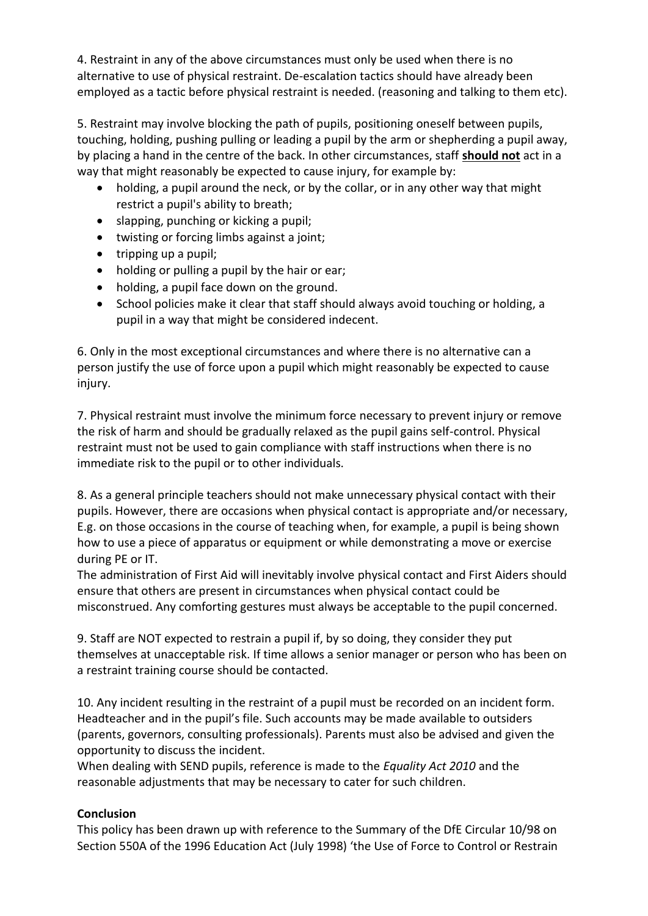4. Restraint in any of the above circumstances must only be used when there is no alternative to use of physical restraint. De-escalation tactics should have already been employed as a tactic before physical restraint is needed. (reasoning and talking to them etc).

5. Restraint may involve blocking the path of pupils, positioning oneself between pupils, touching, holding, pushing pulling or leading a pupil by the arm or shepherding a pupil away, by placing a hand in the centre of the back. In other circumstances, staff **should not** act in a way that might reasonably be expected to cause injury, for example by:

- holding, a pupil around the neck, or by the collar, or in any other way that might restrict a pupil's ability to breath;
- slapping, punching or kicking a pupil;
- twisting or forcing limbs against a joint;
- tripping up a pupil;
- holding or pulling a pupil by the hair or ear;
- holding, a pupil face down on the ground.
- School policies make it clear that staff should always avoid touching or holding, a pupil in a way that might be considered indecent.

6. Only in the most exceptional circumstances and where there is no alternative can a person justify the use of force upon a pupil which might reasonably be expected to cause injury.

7. Physical restraint must involve the minimum force necessary to prevent injury or remove the risk of harm and should be gradually relaxed as the pupil gains self-control. Physical restraint must not be used to gain compliance with staff instructions when there is no immediate risk to the pupil or to other individuals.

8. As a general principle teachers should not make unnecessary physical contact with their pupils. However, there are occasions when physical contact is appropriate and/or necessary, E.g. on those occasions in the course of teaching when, for example, a pupil is being shown how to use a piece of apparatus or equipment or while demonstrating a move or exercise during PE or IT.
The administration of First Aid will inevitably involve physical contact and First Aiders should ensure that others are present in circumstances when physical contact could be misconstrued. Any comforting gestures must always be acceptable to the pupil concerned.

9. Staff are NOT expected to restrain a pupil if, by so doing, they consider they put themselves at unacceptable risk. If time allows a senior manager or person who has been on a restraint training course should be contacted.

10. Any incident resulting in the restraint of a pupil must be recorded on an incident form. Headteacher and in the pupil's file. Such accounts may be made available to outsiders (parents, governors, consulting professionals). Parents must also be advised and given the opportunity to discuss the incident.
When dealing with SEND pupils, reference is made to the *Equality Act 2010* and the reasonable adjustments that may be necessary to cater for such children.

**Conclusion**

This policy has been drawn up with reference to the Summary of the DfE Circular 10/98 on Section 550A of the 1996 Education Act (July 1998) 'the Use of Force to Control or Restrain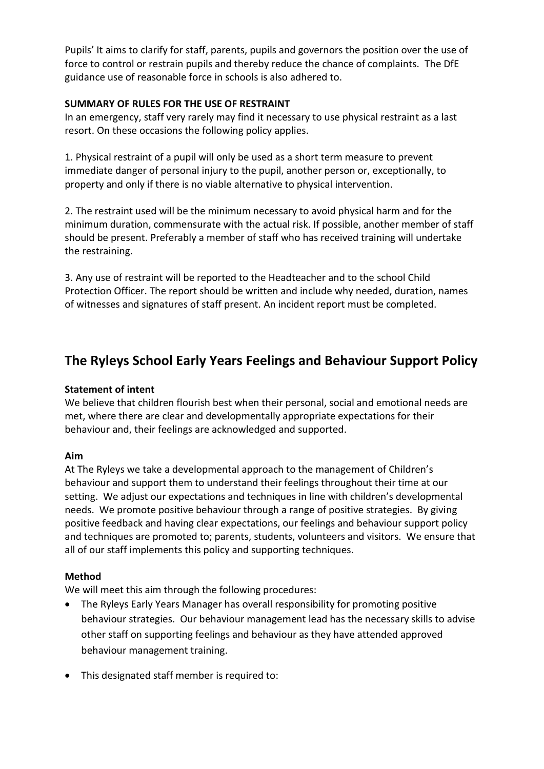Pupils' It aims to clarify for staff, parents, pupils and governors the position over the use of force to control or restrain pupils and thereby reduce the chance of complaints. The DfE guidance use of reasonable force in schools is also adhered to.

**SUMMARY OF RULES FOR THE USE OF RESTRAINT**

In an emergency, staff very rarely may find it necessary to use physical restraint as a last resort. On these occasions the following policy applies.

1. Physical restraint of a pupil will only be used as a short term measure to prevent immediate danger of personal injury to the pupil, another person or, exceptionally, to property and only if there is no viable alternative to physical intervention.

2. The restraint used will be the minimum necessary to avoid physical harm and for the minimum duration, commensurate with the actual risk. If possible, another member of staff should be present. Preferably a member of staff who has received training will undertake the restraining.

3. Any use of restraint will be reported to the Headteacher and to the school Child Protection Officer. The report should be written and include why needed, duration, names of witnesses and signatures of staff present. An incident report must be completed.

## The Ryleys School Early Years Feelings and Behaviour Support Policy

**Statement of intent**

We believe that children flourish best when their personal, social and emotional needs are met, where there are clear and developmentally appropriate expectations for their behaviour and, their feelings are acknowledged and supported.

**Aim**

At The Ryleys we take a developmental approach to the management of Children's behaviour and support them to understand their feelings throughout their time at our setting. We adjust our expectations and techniques in line with children's developmental needs. We promote positive behaviour through a range of positive strategies. By giving positive feedback and having clear expectations, our feelings and behaviour support policy and techniques are promoted to; parents, students, volunteers and visitors. We ensure that all of our staff implements this policy and supporting techniques.

**Method**

We will meet this aim through the following procedures:

- The Ryleys Early Years Manager has overall responsibility for promoting positive behaviour strategies. Our behaviour management lead has the necessary skills to advise other staff on supporting feelings and behaviour as they have attended approved behaviour management training.
- This designated staff member is required to: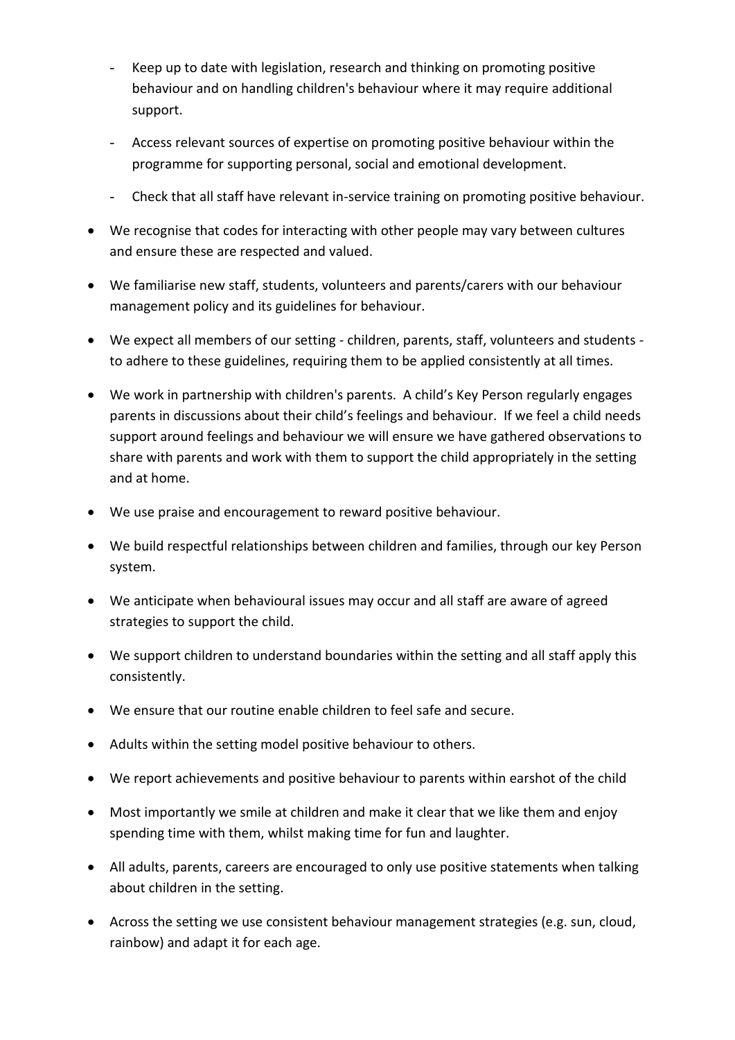- Keep up to date with legislation, research and thinking on promoting positive behaviour and on handling children's behaviour where it may require additional support.
  - Access relevant sources of expertise on promoting positive behaviour within the programme for supporting personal, social and emotional development.
  - Check that all staff have relevant in-service training on promoting positive behaviour.

- We recognise that codes for interacting with other people may vary between cultures and ensure these are respected and valued.
- We familiarise new staff, students, volunteers and parents/carers with our behaviour management policy and its guidelines for behaviour.
- We expect all members of our setting - children, parents, staff, volunteers and students - to adhere to these guidelines, requiring them to be applied consistently at all times.
- We work in partnership with children's parents. A child's Key Person regularly engages parents in discussions about their child's feelings and behaviour. If we feel a child needs support around feelings and behaviour we will ensure we have gathered observations to share with parents and work with them to support the child appropriately in the setting and at home.
- We use praise and encouragement to reward positive behaviour.
- We build respectful relationships between children and families, through our key Person system.
- We anticipate when behavioural issues may occur and all staff are aware of agreed strategies to support the child.
- We support children to understand boundaries within the setting and all staff apply this consistently.
- We ensure that our routine enable children to feel safe and secure.
- Adults within the setting model positive behaviour to others.
- We report achievements and positive behaviour to parents within earshot of the child
- Most importantly we smile at children and make it clear that we like them and enjoy spending time with them, whilst making time for fun and laughter.
- All adults, parents, careers are encouraged to only use positive statements when talking about children in the setting.
- Across the setting we use consistent behaviour management strategies (e.g. sun, cloud, rainbow) and adapt it for each age.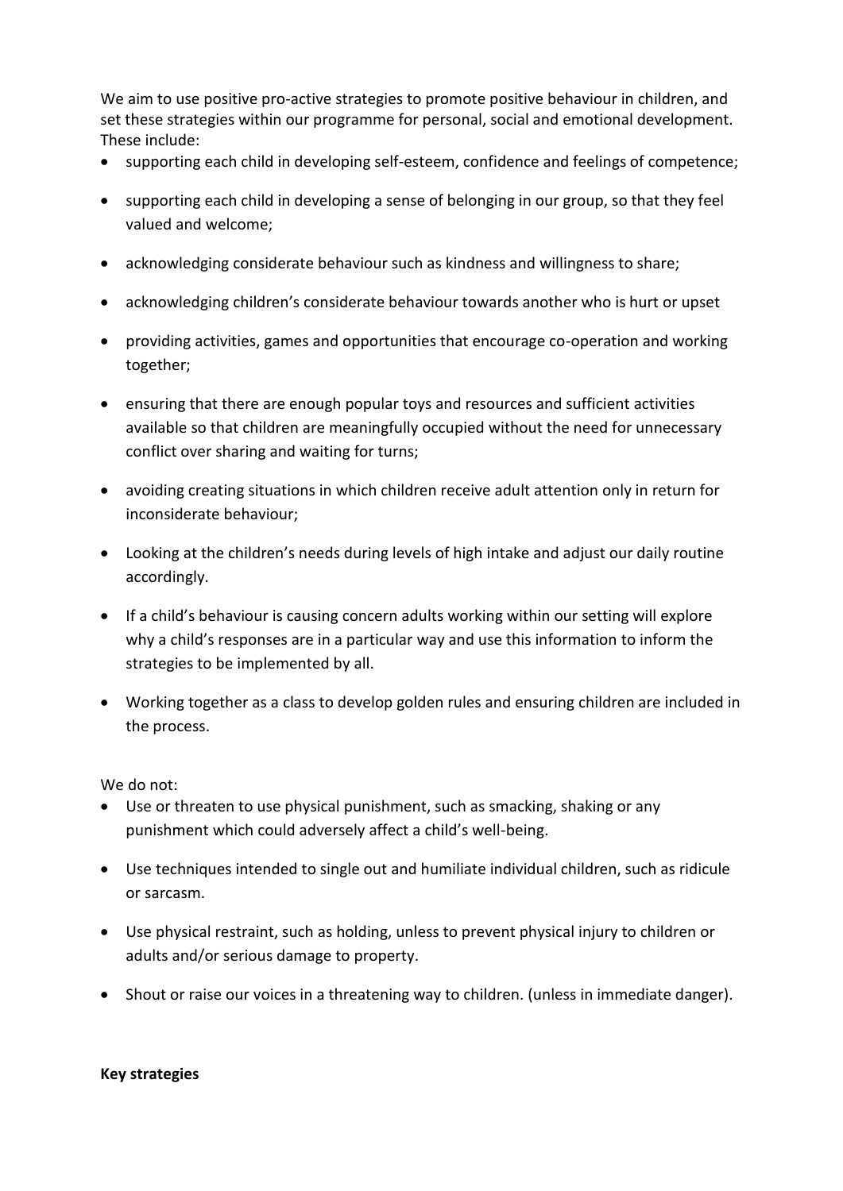We aim to use positive pro-active strategies to promote positive behaviour in children, and set these strategies within our programme for personal, social and emotional development. These include:

- supporting each child in developing self-esteem, confidence and feelings of competence;
- supporting each child in developing a sense of belonging in our group, so that they feel valued and welcome;
- acknowledging considerate behaviour such as kindness and willingness to share;
- acknowledging children's considerate behaviour towards another who is hurt or upset
- providing activities, games and opportunities that encourage co-operation and working together;
- ensuring that there are enough popular toys and resources and sufficient activities available so that children are meaningfully occupied without the need for unnecessary conflict over sharing and waiting for turns;
- avoiding creating situations in which children receive adult attention only in return for inconsiderate behaviour;
- Looking at the children's needs during levels of high intake and adjust our daily routine accordingly.
- If a child's behaviour is causing concern adults working within our setting will explore why a child's responses are in a particular way and use this information to inform the strategies to be implemented by all.
- Working together as a class to develop golden rules and ensuring children are included in the process.

We do not:

- Use or threaten to use physical punishment, such as smacking, shaking or any punishment which could adversely affect a child's well-being.
- Use techniques intended to single out and humiliate individual children, such as ridicule or sarcasm.
- Use physical restraint, such as holding, unless to prevent physical injury to children or adults and/or serious damage to property.
- Shout or raise our voices in a threatening way to children. (unless in immediate danger).

**Key strategies**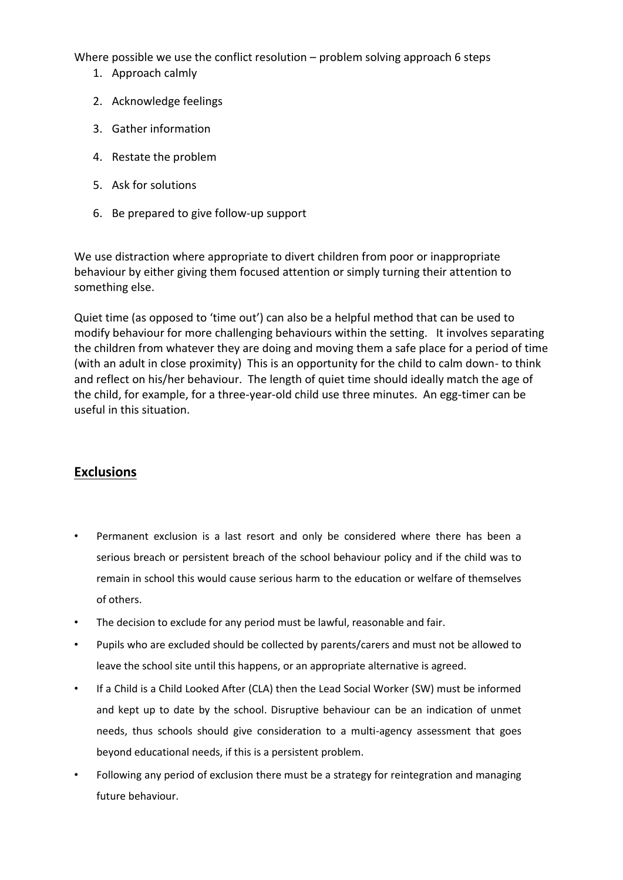Where possible we use the conflict resolution – problem solving approach 6 steps

1. Approach calmly
2. Acknowledge feelings
3. Gather information
4. Restate the problem
5. Ask for solutions
6. Be prepared to give follow-up support

We use distraction where appropriate to divert children from poor or inappropriate behaviour by either giving them focused attention or simply turning their attention to something else.

Quiet time (as opposed to 'time out') can also be a helpful method that can be used to modify behaviour for more challenging behaviours within the setting. It involves separating the children from whatever they are doing and moving them a safe place for a period of time (with an adult in close proximity) This is an opportunity for the child to calm down- to think and reflect on his/her behaviour. The length of quiet time should ideally match the age of the child, for example, for a three-year-old child use three minutes. An egg-timer can be useful in this situation.

## Exclusions

- Permanent exclusion is a last resort and only be considered where there has been a serious breach or persistent breach of the school behaviour policy and if the child was to remain in school this would cause serious harm to the education or welfare of themselves of others.
- The decision to exclude for any period must be lawful, reasonable and fair.
- Pupils who are excluded should be collected by parents/carers and must not be allowed to leave the school site until this happens, or an appropriate alternative is agreed.
- If a Child is a Child Looked After (CLA) then the Lead Social Worker (SW) must be informed and kept up to date by the school. Disruptive behaviour can be an indication of unmet needs, thus schools should give consideration to a multi-agency assessment that goes beyond educational needs, if this is a persistent problem.
- Following any period of exclusion there must be a strategy for reintegration and managing future behaviour.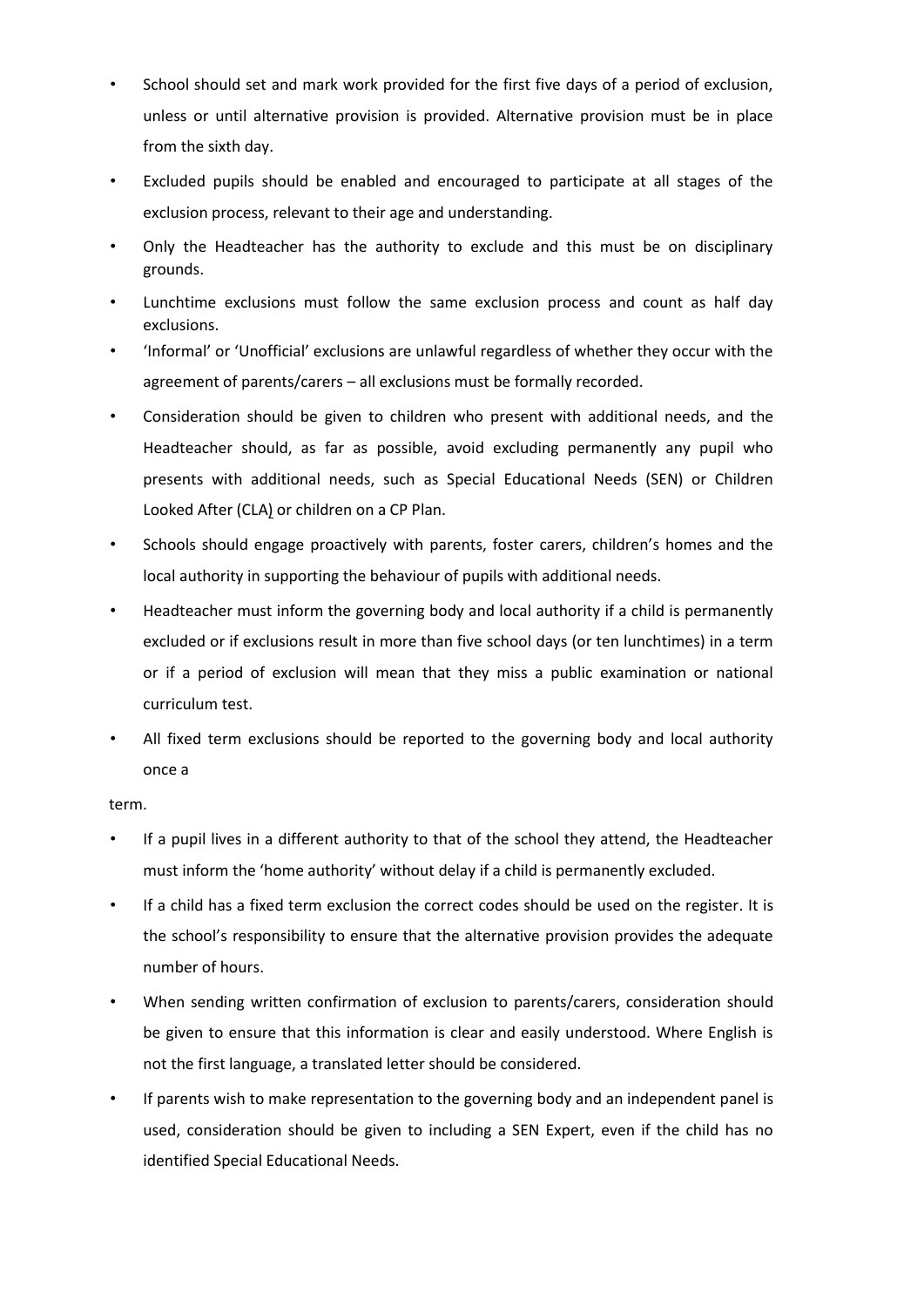- School should set and mark work provided for the first five days of a period of exclusion, unless or until alternative provision is provided. Alternative provision must be in place from the sixth day.
- Excluded pupils should be enabled and encouraged to participate at all stages of the exclusion process, relevant to their age and understanding.
- Only the Headteacher has the authority to exclude and this must be on disciplinary grounds.
- Lunchtime exclusions must follow the same exclusion process and count as half day exclusions.
- 'Informal' or 'Unofficial' exclusions are unlawful regardless of whether they occur with the agreement of parents/carers – all exclusions must be formally recorded.
- Consideration should be given to children who present with additional needs, and the Headteacher should, as far as possible, avoid excluding permanently any pupil who presents with additional needs, such as Special Educational Needs (SEN) or Children Looked After (CLA) or children on a CP Plan.
- Schools should engage proactively with parents, foster carers, children's homes and the local authority in supporting the behaviour of pupils with additional needs.
- Headteacher must inform the governing body and local authority if a child is permanently excluded or if exclusions result in more than five school days (or ten lunchtimes) in a term or if a period of exclusion will mean that they miss a public examination or national curriculum test.
- All fixed term exclusions should be reported to the governing body and local authority once a

term.

- If a pupil lives in a different authority to that of the school they attend, the Headteacher must inform the 'home authority' without delay if a child is permanently excluded.
- If a child has a fixed term exclusion the correct codes should be used on the register. It is the school's responsibility to ensure that the alternative provision provides the adequate number of hours.
- When sending written confirmation of exclusion to parents/carers, consideration should be given to ensure that this information is clear and easily understood. Where English is not the first language, a translated letter should be considered.
- If parents wish to make representation to the governing body and an independent panel is used, consideration should be given to including a SEN Expert, even if the child has no identified Special Educational Needs.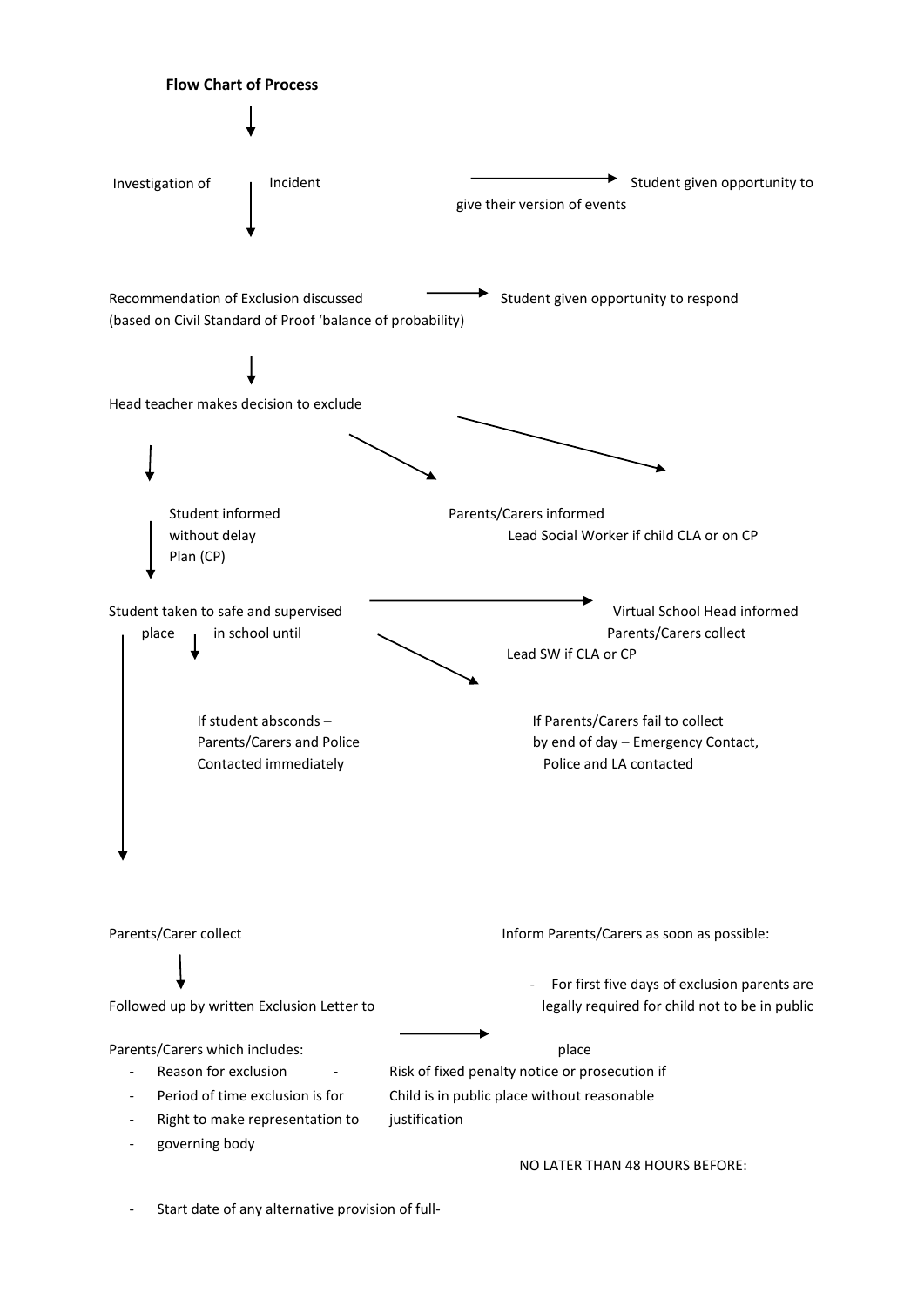**Flow Chart of Process**

↓

Investigation of Incident → Student given opportunity to give their version of events

↓

Recommendation of Exclusion discussed (based on Civil Standard of Proof 'balance of probability) → Student given opportunity to respond

↓

Head teacher makes decision to exclude

↓

Student informed without delay

Parents/Carers informed

Lead Social Worker if child CLA or on CP Plan (CP)

↓

Student taken to safe and supervised place in school until Parents/Carers collect → Virtual School Head informed

Lead SW if CLA or CP

If student absconds – Parents/Carers and Police Contacted immediately

If Parents/Carers fail to collect by end of day – Emergency Contact, Police and LA contacted

↓

Parents/Carer collect

↓

Followed up by written Exclusion Letter to Parents/Carers which includes:

- Reason for exclusion
- Period of time exclusion is for
- Right to make representation to
- governing body

→

Inform Parents/Carers as soon as possible:

- For first five days of exclusion parents are legally required for child not to be in public place
- Risk of fixed penalty notice or prosecution if Child is in public place without reasonable justification

NO LATER THAN 48 HOURS BEFORE:

- Start date of any alternative provision of full-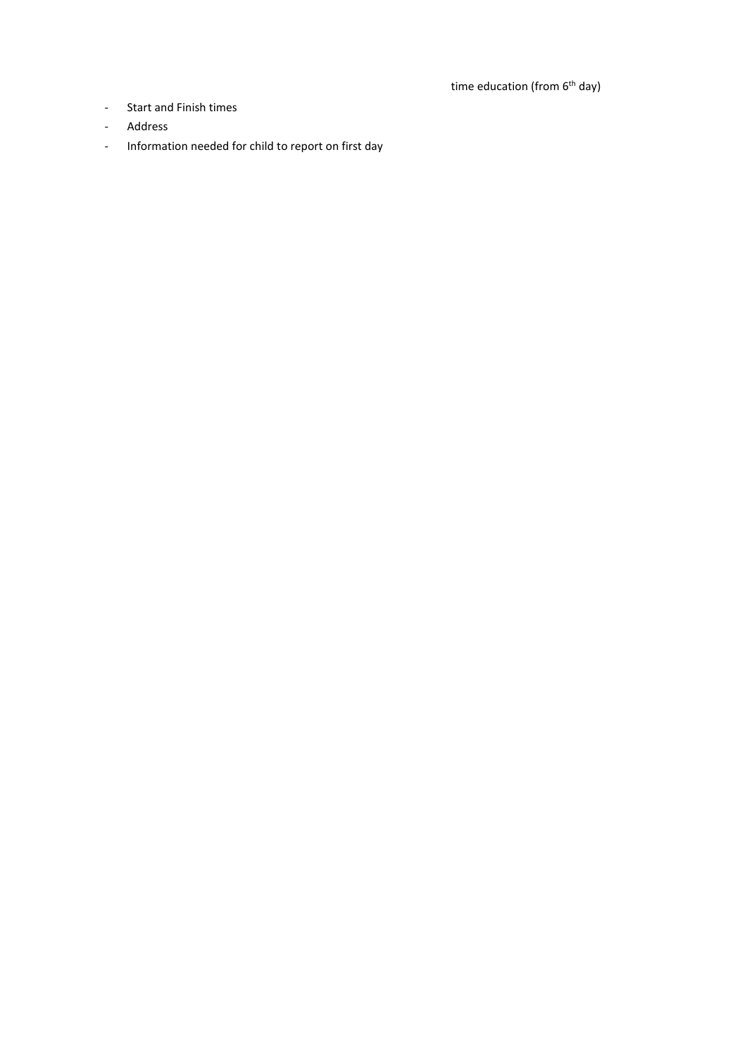time education (from 6th day)

- Start and Finish times
- Address
- Information needed for child to report on first day